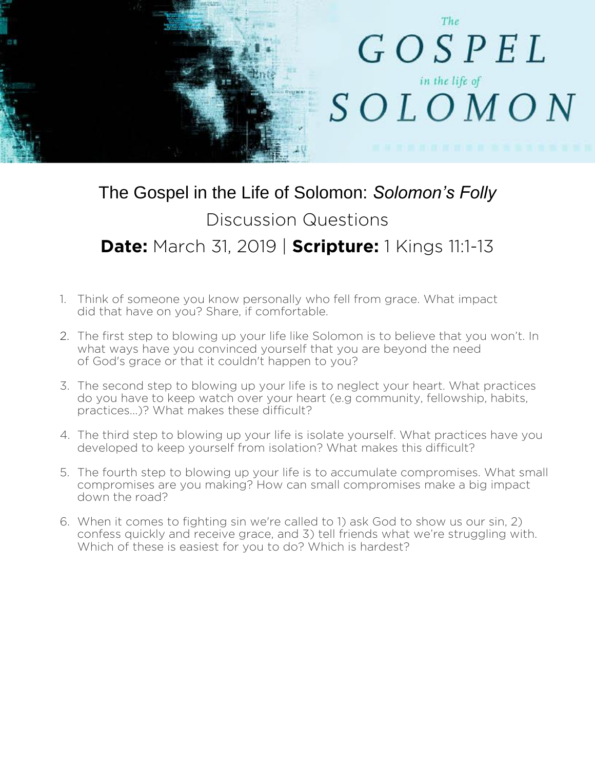# The Gospel in the Life of Solomon: *Solomon's Folly*

## Discussion Questions

## **Date:** March 31, 2019 | **Scripture:** 1 Kings 11:1-13

1. Think of someone you know personally who fell from grace. What impact did that have on you? Share, if comfortable.

2. The first step to blowing up your life like Solomon is to believe that you won't. In what ways have you convinced yourself that you are beyond the need of God's grace or that it couldn't happen to you?

3. The second step to blowing up your life is to neglect your heart. What practices do you have to keep watch over your heart (e.g community, fellowship, habits, practices...)? What makes these difficult?

4. The third step to blowing up your life is isolate yourself. What practices have you developed to keep yourself from isolation? What makes this difficult?

5. The fourth step to blowing up your life is to accumulate compromises. What small compromises are you making? How can small compromises make a big impact down the road?

6. When it comes to fighting sin we're called to 1) ask God to show us our sin, 2) confess quickly and receive grace, and 3) tell friends what we're struggling with. Which of these is easiest for you to do? Which is hardest?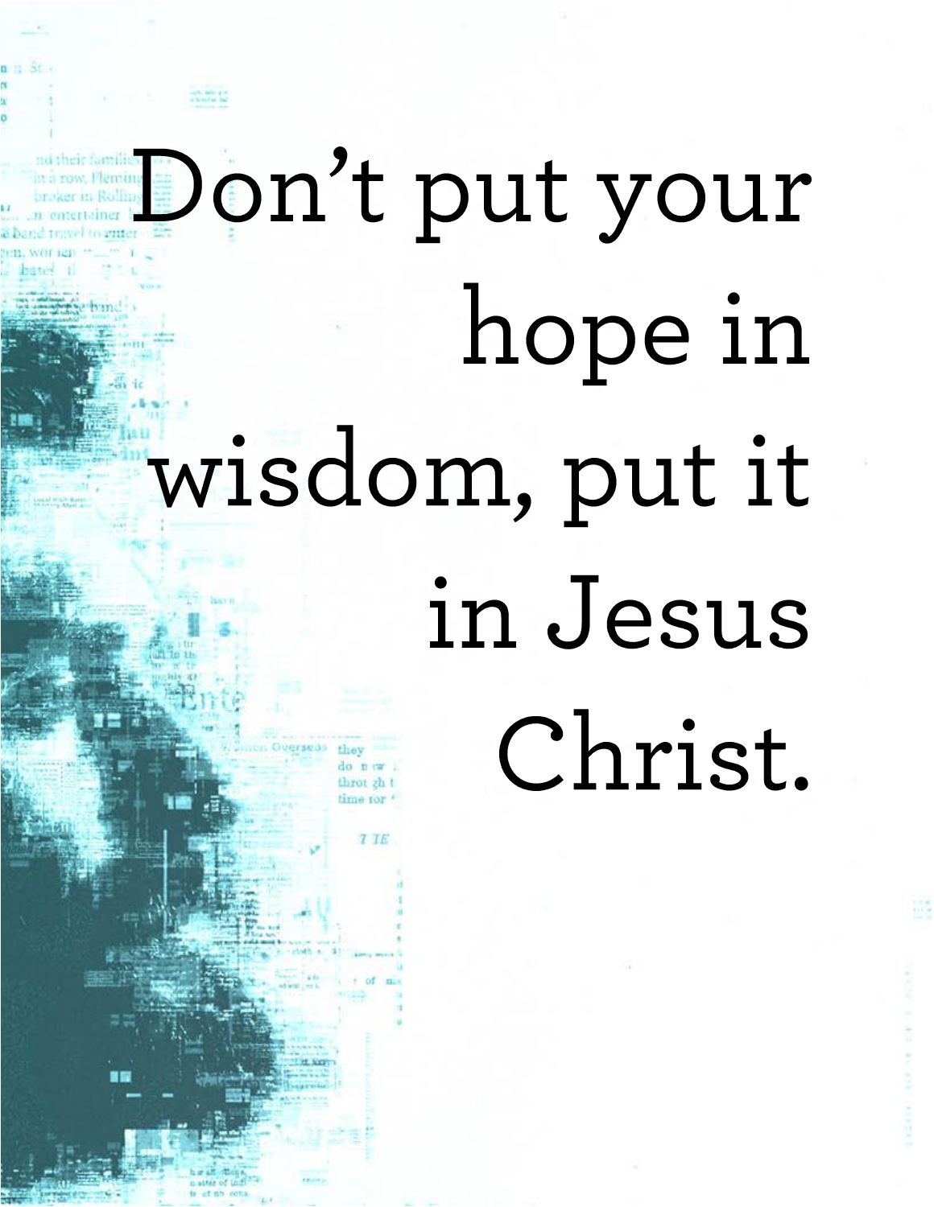Don't put your hope in wisdom, put it in Jesus Christ.